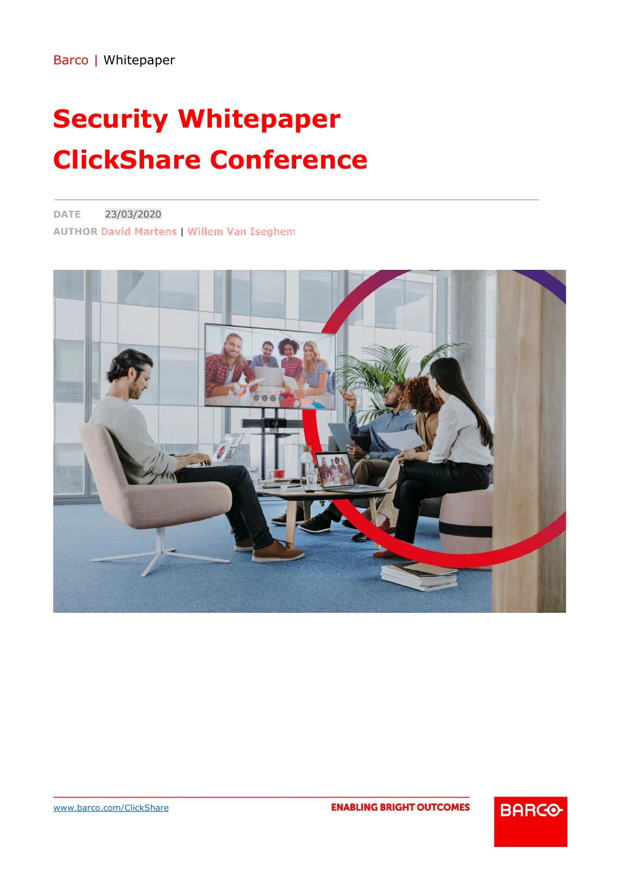Barco | Whitepaper

# Security Whitepaper

# ClickShare Conference

**DATE** 23/03/2020

**AUTHOR** David Martens | Willem Van Iseghem

www.barco.com/ClickShare

ENABLING BRIGHT OUTCOMES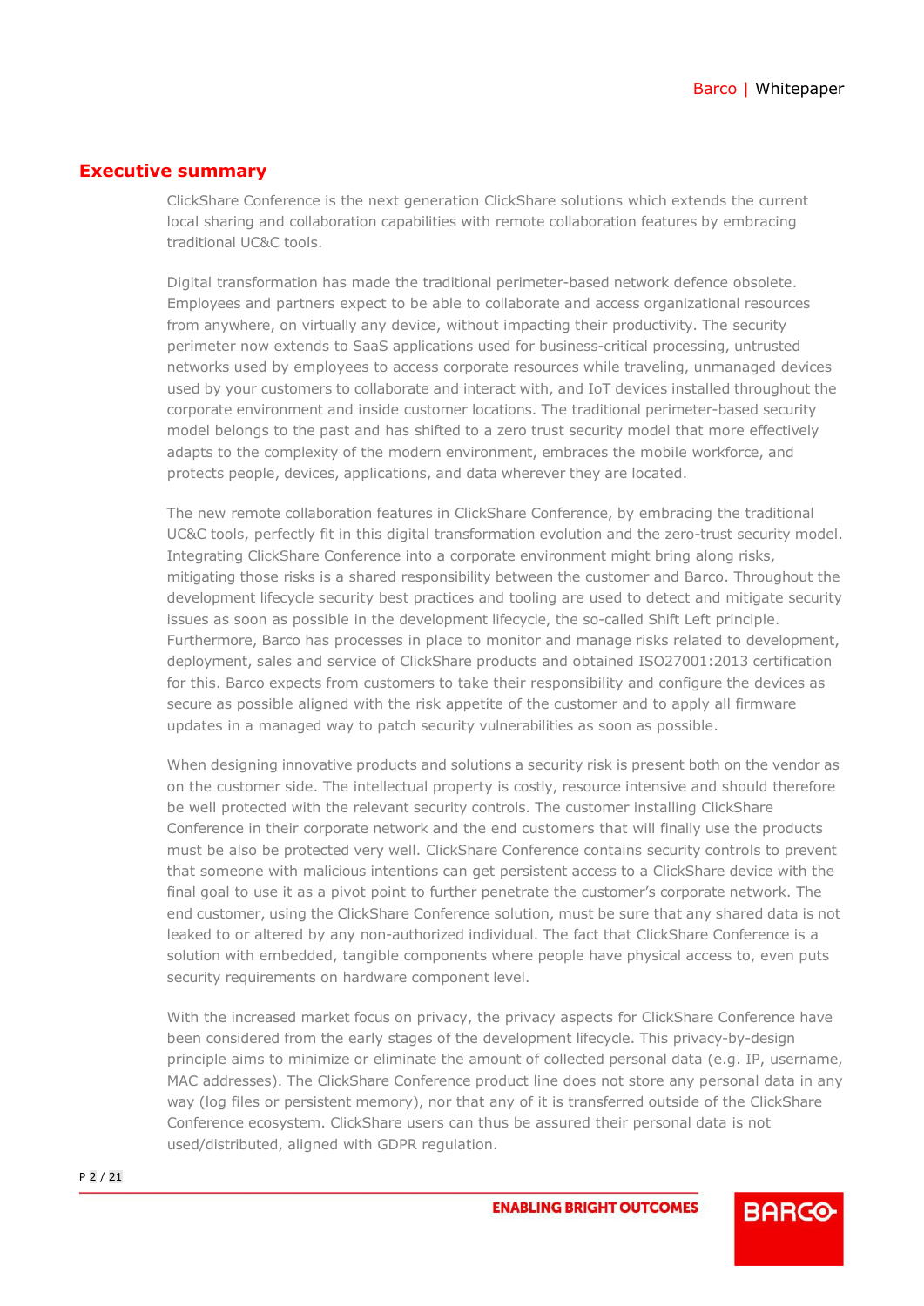## Executive summary

ClickShare Conference is the next generation ClickShare solutions which extends the current local sharing and collaboration capabilities with remote collaboration features by embracing traditional UC&C tools.

Digital transformation has made the traditional perimeter-based network defence obsolete. Employees and partners expect to be able to collaborate and access organizational resources from anywhere, on virtually any device, without impacting their productivity. The security perimeter now extends to SaaS applications used for business-critical processing, untrusted networks used by employees to access corporate resources while traveling, unmanaged devices used by your customers to collaborate and interact with, and IoT devices installed throughout the corporate environment and inside customer locations. The traditional perimeter-based security model belongs to the past and has shifted to a zero trust security model that more effectively adapts to the complexity of the modern environment, embraces the mobile workforce, and protects people, devices, applications, and data wherever they are located.

The new remote collaboration features in ClickShare Conference, by embracing the traditional UC&C tools, perfectly fit in this digital transformation evolution and the zero-trust security model. Integrating ClickShare Conference into a corporate environment might bring along risks, mitigating those risks is a shared responsibility between the customer and Barco. Throughout the development lifecycle security best practices and tooling are used to detect and mitigate security issues as soon as possible in the development lifecycle, the so-called Shift Left principle. Furthermore, Barco has processes in place to monitor and manage risks related to development, deployment, sales and service of ClickShare products and obtained ISO27001:2013 certification for this. Barco expects from customers to take their responsibility and configure the devices as secure as possible aligned with the risk appetite of the customer and to apply all firmware updates in a managed way to patch security vulnerabilities as soon as possible.

When designing innovative products and solutions a security risk is present both on the vendor as on the customer side. The intellectual property is costly, resource intensive and should therefore be well protected with the relevant security controls. The customer installing ClickShare Conference in their corporate network and the end customers that will finally use the products must be also be protected very well. ClickShare Conference contains security controls to prevent that someone with malicious intentions can get persistent access to a ClickShare device with the final goal to use it as a pivot point to further penetrate the customer's corporate network. The end customer, using the ClickShare Conference solution, must be sure that any shared data is not leaked to or altered by any non-authorized individual. The fact that ClickShare Conference is a solution with embedded, tangible components where people have physical access to, even puts security requirements on hardware component level.

With the increased market focus on privacy, the privacy aspects for ClickShare Conference have been considered from the early stages of the development lifecycle. This privacy-by-design principle aims to minimize or eliminate the amount of collected personal data (e.g. IP, username, MAC addresses). The ClickShare Conference product line does not store any personal data in any way (log files or persistent memory), nor that any of it is transferred outside of the ClickShare Conference ecosystem. ClickShare users can thus be assured their personal data is not used/distributed, aligned with GDPR regulation.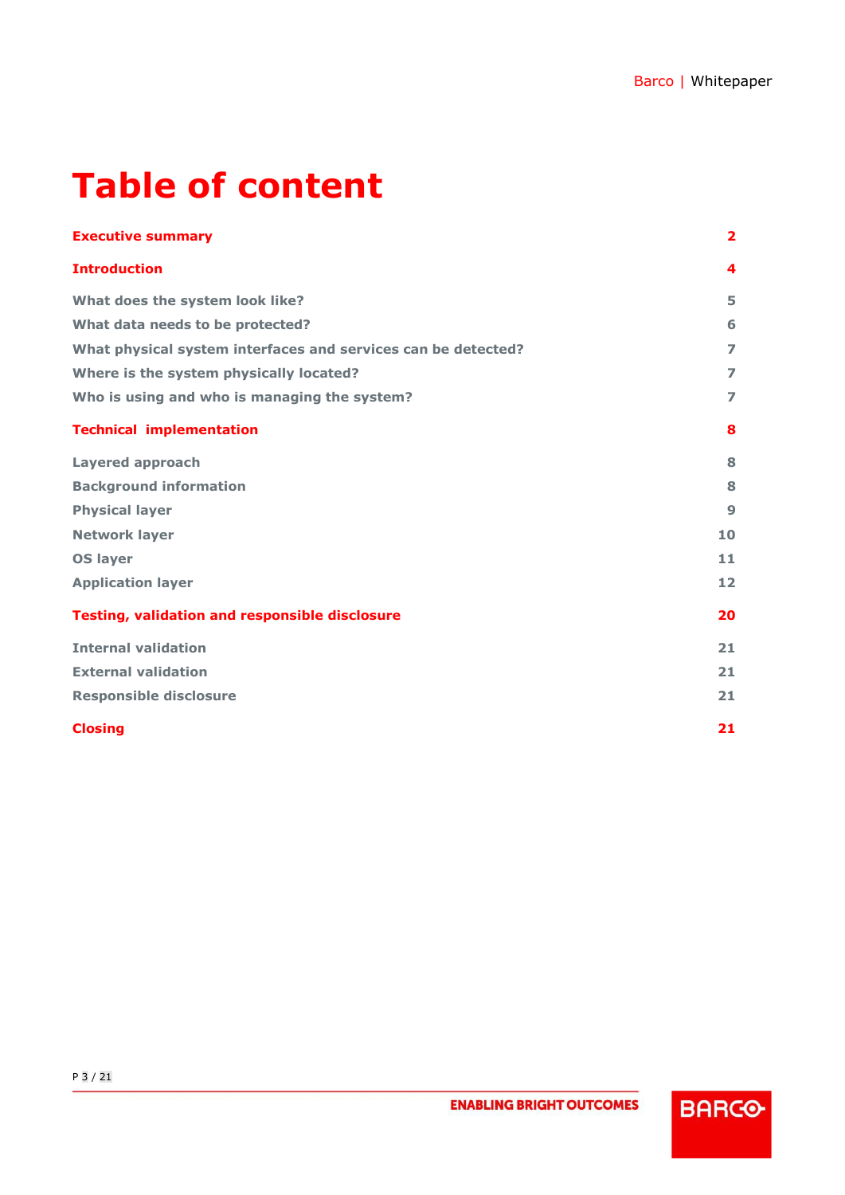# Table of content

| | |
|---|---|
| **Executive summary** | **2** |
| **Introduction** | **4** |
| What does the system look like? | 5 |
| What data needs to be protected? | 6 |
| What physical system interfaces and services can be detected? | 7 |
| Where is the system physically located? | 7 |
| Who is using and who is managing the system? | 7 |
| **Technical implementation** | **8** |
| Layered approach | 8 |
| Background information | 8 |
| Physical layer | 9 |
| Network layer | 10 |
| OS layer | 11 |
| Application layer | 12 |
| **Testing, validation and responsible disclosure** | **20** |
| Internal validation | 21 |
| External validation | 21 |
| Responsible disclosure | 21 |
| **Closing** | **21** |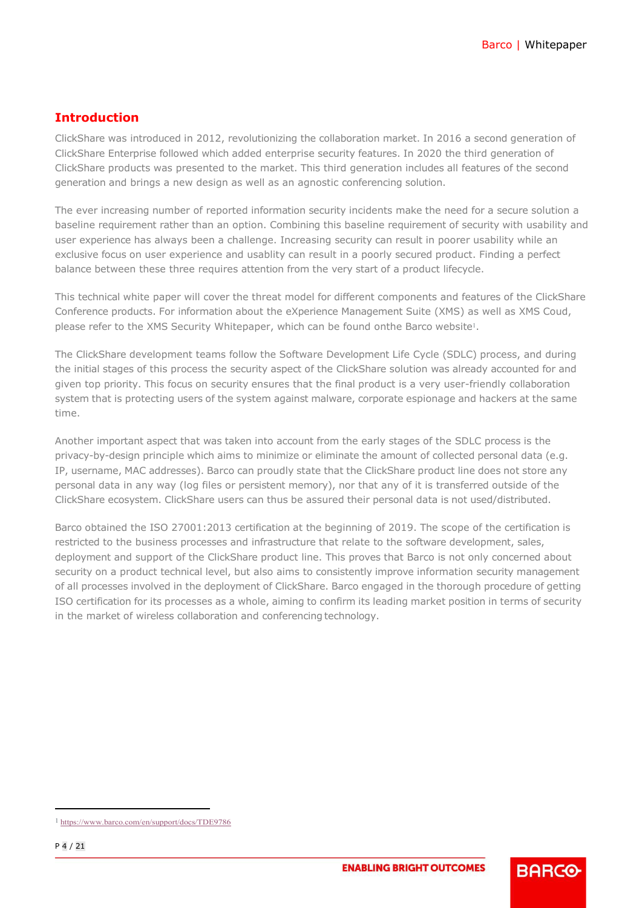## Introduction

ClickShare was introduced in 2012, revolutionizing the collaboration market. In 2016 a second generation of ClickShare Enterprise followed which added enterprise security features. In 2020 the third generation of ClickShare products was presented to the market. This third generation includes all features of the second generation and brings a new design as well as an agnostic conferencing solution.

The ever increasing number of reported information security incidents make the need for a secure solution a baseline requirement rather than an option. Combining this baseline requirement of security with usability and user experience has always been a challenge. Increasing security can result in poorer usability while an exclusive focus on user experience and usablity can result in a poorly secured product. Finding a perfect balance between these three requires attention from the very start of a product lifecycle.

This technical white paper will cover the threat model for different components and features of the ClickShare Conference products. For information about the eXperience Management Suite (XMS) as well as XMS Coud, please refer to the XMS Security Whitepaper, which can be found onthe Barco website[1].

The ClickShare development teams follow the Software Development Life Cycle (SDLC) process, and during the initial stages of this process the security aspect of the ClickShare solution was already accounted for and given top priority. This focus on security ensures that the final product is a very user-friendly collaboration system that is protecting users of the system against malware, corporate espionage and hackers at the same time.

Another important aspect that was taken into account from the early stages of the SDLC process is the privacy-by-design principle which aims to minimize or eliminate the amount of collected personal data (e.g. IP, username, MAC addresses). Barco can proudly state that the ClickShare product line does not store any personal data in any way (log files or persistent memory), nor that any of it is transferred outside of the ClickShare ecosystem. ClickShare users can thus be assured their personal data is not used/distributed.

Barco obtained the ISO 27001:2013 certification at the beginning of 2019. The scope of the certification is restricted to the business processes and infrastructure that relate to the software development, sales, deployment and support of the ClickShare product line. This proves that Barco is not only concerned about security on a product technical level, but also aims to consistently improve information security management of all processes involved in the deployment of ClickShare. Barco engaged in the thorough procedure of getting ISO certification for its processes as a whole, aiming to confirm its leading market position in terms of security in the market of wireless collaboration and conferencing technology.

---

[1] https://www.barco.com/en/support/docs/TDE9786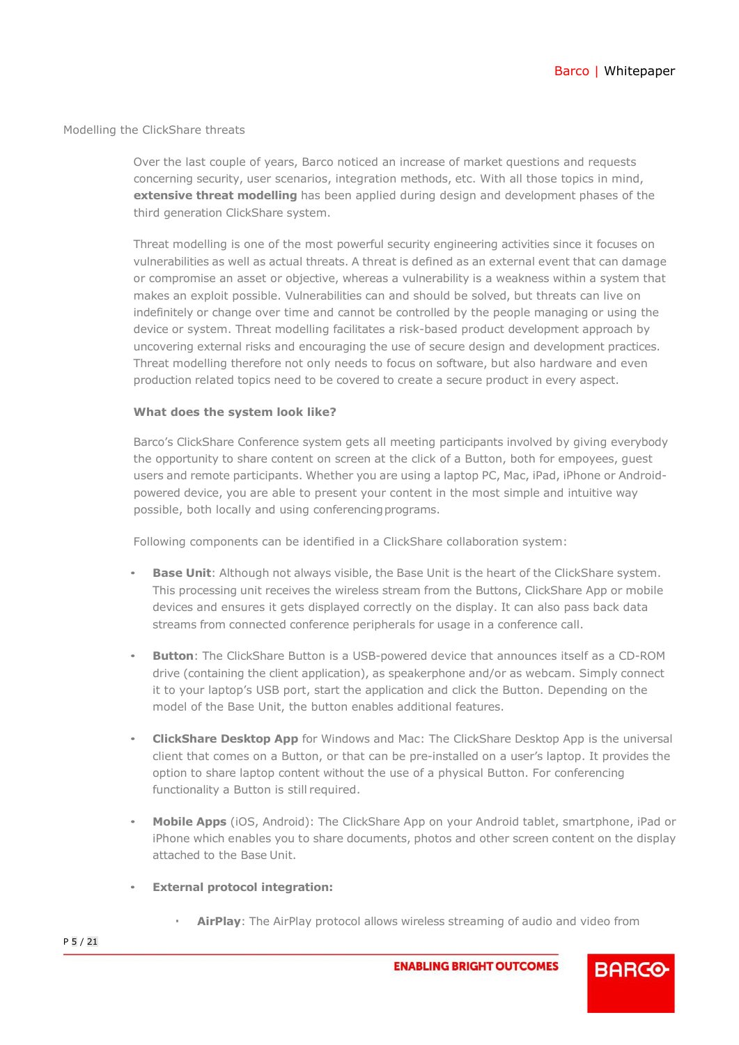## Modelling the ClickShare threats

Over the last couple of years, Barco noticed an increase of market questions and requests concerning security, user scenarios, integration methods, etc. With all those topics in mind, **extensive threat modelling** has been applied during design and development phases of the third generation ClickShare system.

Threat modelling is one of the most powerful security engineering activities since it focuses on vulnerabilities as well as actual threats. A threat is defined as an external event that can damage or compromise an asset or objective, whereas a vulnerability is a weakness within a system that makes an exploit possible. Vulnerabilities can and should be solved, but threats can live on indefinitely or change over time and cannot be controlled by the people managing or using the device or system. Threat modelling facilitates a risk-based product development approach by uncovering external risks and encouraging the use of secure design and development practices. Threat modelling therefore not only needs to focus on software, but also hardware and even production related topics need to be covered to create a secure product in every aspect.

### What does the system look like?

Barco's ClickShare Conference system gets all meeting participants involved by giving everybody the opportunity to share content on screen at the click of a Button, both for empoyees, guest users and remote participants. Whether you are using a laptop PC, Mac, iPad, iPhone or Android-powered device, you are able to present your content in the most simple and intuitive way possible, both locally and using conferencing programs.

Following components can be identified in a ClickShare collaboration system:

- **Base Unit**: Although not always visible, the Base Unit is the heart of the ClickShare system. This processing unit receives the wireless stream from the Buttons, ClickShare App or mobile devices and ensures it gets displayed correctly on the display. It can also pass back data streams from connected conference peripherals for usage in a conference call.
- **Button**: The ClickShare Button is a USB-powered device that announces itself as a CD-ROM drive (containing the client application), as speakerphone and/or as webcam. Simply connect it to your laptop's USB port, start the application and click the Button. Depending on the model of the Base Unit, the button enables additional features.
- **ClickShare Desktop App** for Windows and Mac: The ClickShare Desktop App is the universal client that comes on a Button, or that can be pre-installed on a user's laptop. It provides the option to share laptop content without the use of a physical Button. For conferencing functionality a Button is still required.
- **Mobile Apps** (iOS, Android): The ClickShare App on your Android tablet, smartphone, iPad or iPhone which enables you to share documents, photos and other screen content on the display attached to the Base Unit.
- **External protocol integration:**
  - **AirPlay**: The AirPlay protocol allows wireless streaming of audio and video from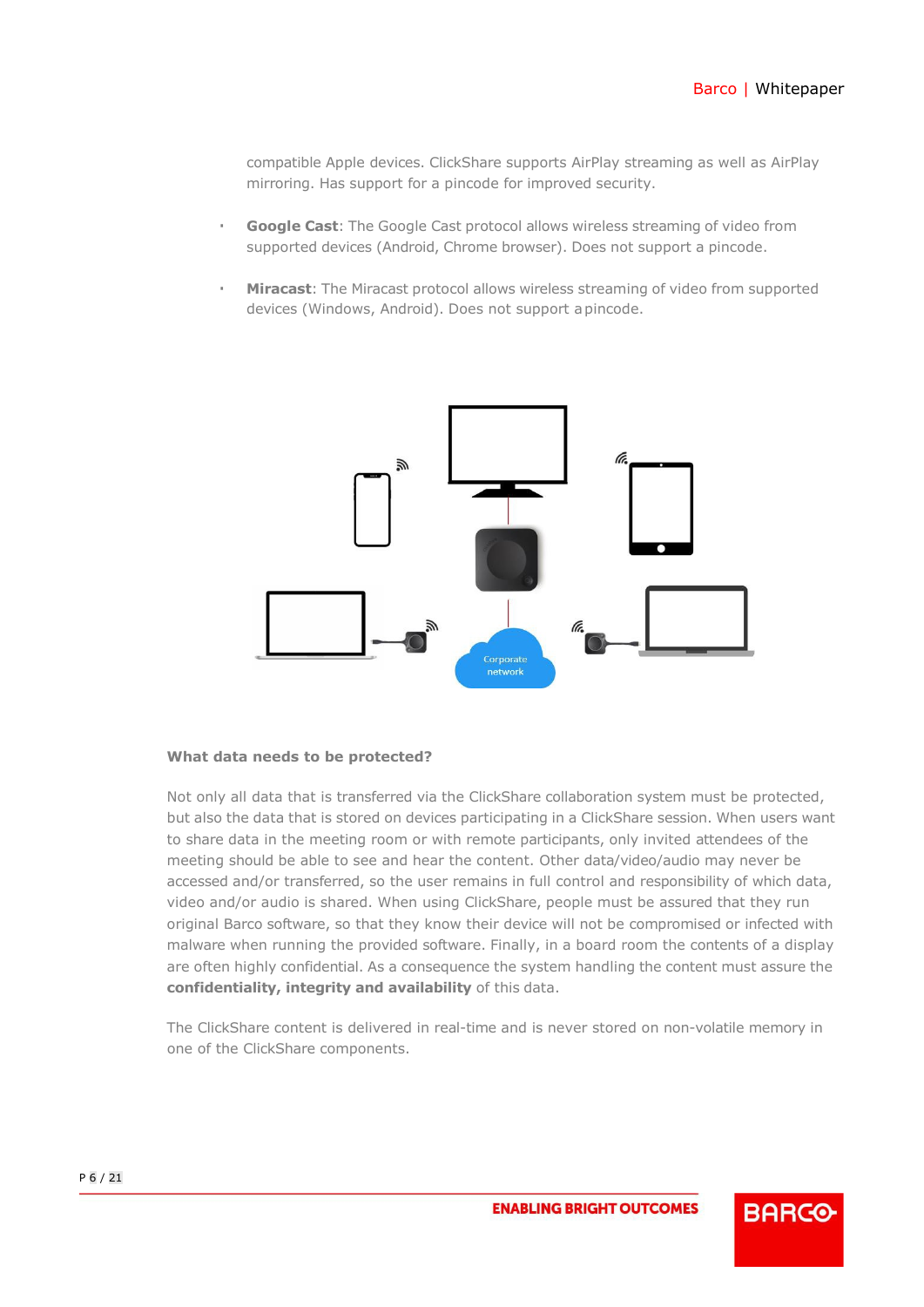compatible Apple devices. ClickShare supports AirPlay streaming as well as AirPlay mirroring. Has support for a pincode for improved security.

- **Google Cast**: The Google Cast protocol allows wireless streaming of video from supported devices (Android, Chrome browser). Does not support a pincode.
- **Miracast**: The Miracast protocol allows wireless streaming of video from supported devices (Windows, Android). Does not support a pincode.

### What data needs to be protected?

Not only all data that is transferred via the ClickShare collaboration system must be protected, but also the data that is stored on devices participating in a ClickShare session. When users want to share data in the meeting room or with remote participants, only invited attendees of the meeting should be able to see and hear the content. Other data/video/audio may never be accessed and/or transferred, so the user remains in full control and responsibility of which data, video and/or audio is shared. When using ClickShare, people must be assured that they run original Barco software, so that they know their device will not be compromised or infected with malware when running the provided software. Finally, in a board room the contents of a display are often highly confidential. As a consequence the system handling the content must assure the **confidentiality, integrity and availability** of this data.

The ClickShare content is delivered in real-time and is never stored on non-volatile memory in one of the ClickShare components.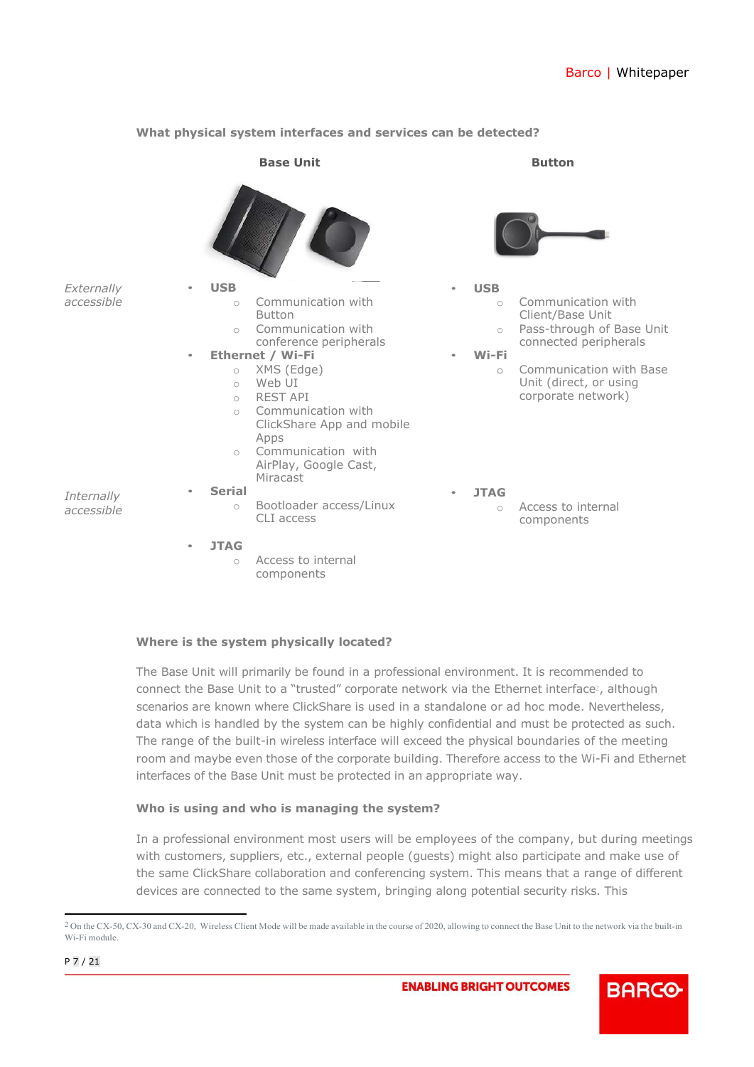**What physical system interfaces and services can be detected?**

| | Base Unit | Button |
|---|---|---|
| *Externally accessible* | • **USB**<br>○ Communication with Button<br>○ Communication with conference peripherals<br>• **Ethernet / Wi-Fi**<br>○ XMS (Edge)<br>○ Web UI<br>○ REST API<br>○ Communication with ClickShare App and mobile Apps<br>○ Communication with AirPlay, Google Cast, Miracast | • **USB**<br>○ Communication with Client/Base Unit<br>○ Pass-through of Base Unit connected peripherals<br>• **Wi-Fi**<br>○ Communication with Base Unit (direct, or using corporate network) |
| *Internally accessible* | • **Serial**<br>○ Bootloader access/Linux CLI access<br>• **JTAG**<br>○ Access to internal components | • **JTAG**<br>○ Access to internal components |

**Where is the system physically located?**

The Base Unit will primarily be found in a professional environment. It is recommended to connect the Base Unit to a "trusted" corporate network via the Ethernet interface[2], although scenarios are known where ClickShare is used in a standalone or ad hoc mode. Nevertheless, data which is handled by the system can be highly confidential and must be protected as such. The range of the built-in wireless interface will exceed the physical boundaries of the meeting room and maybe even those of the corporate building. Therefore access to the Wi-Fi and Ethernet interfaces of the Base Unit must be protected in an appropriate way.

**Who is using and who is managing the system?**

In a professional environment most users will be employees of the company, but during meetings with customers, suppliers, etc., external people (guests) might also participate and make use of the same ClickShare collaboration and conferencing system. This means that a range of different devices are connected to the same system, bringing along potential security risks. This

[2] On the CX-50, CX-30 and CX-20, Wireless Client Mode will be made available in the course of 2020, allowing to connect the Base Unit to the network via the built-in Wi-Fi module.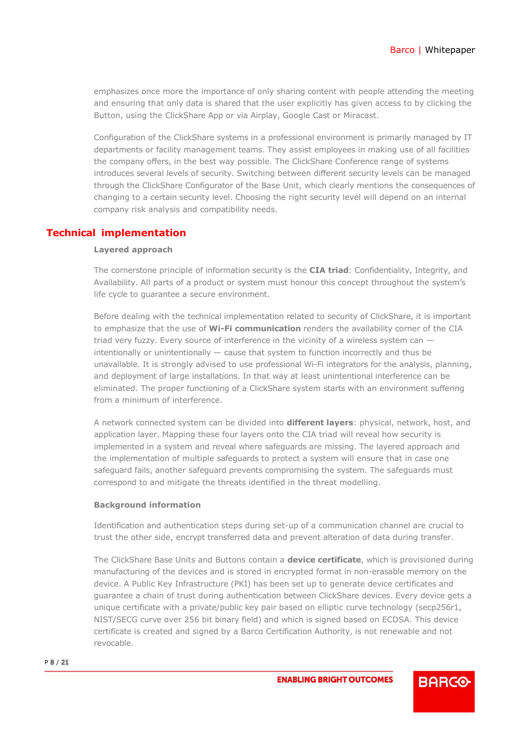emphasizes once more the importance of only sharing content with people attending the meeting and ensuring that only data is shared that the user explicitly has given access to by clicking the Button, using the ClickShare App or via Airplay, Google Cast or Miracast.

Configuration of the ClickShare systems in a professional environment is primarily managed by IT departments or facility management teams. They assist employees in making use of all facilities the company offers, in the best way possible. The ClickShare Conference range of systems introduces several levels of security. Switching between different security levels can be managed through the ClickShare Configurator of the Base Unit, which clearly mentions the consequences of changing to a certain security level. Choosing the right security level will depend on an internal company risk analysis and compatibility needs.

## Technical implementation

### Layered approach

The cornerstone principle of information security is the **CIA triad**: Confidentiality, Integrity, and Availability. All parts of a product or system must honour this concept throughout the system's life cycle to guarantee a secure environment.

Before dealing with the technical implementation related to security of ClickShare, it is important to emphasize that the use of **Wi-Fi communication** renders the availability corner of the CIA triad very fuzzy. Every source of interference in the vicinity of a wireless system can — intentionally or unintentionally — cause that system to function incorrectly and thus be unavailable. It is strongly advised to use professional Wi-Fi integrators for the analysis, planning, and deployment of large installations. In that way at least unintentional interference can be eliminated. The proper functioning of a ClickShare system starts with an environment suffering from a minimum of interference.

A network connected system can be divided into **different layers**: physical, network, host, and application layer. Mapping these four layers onto the CIA triad will reveal how security is implemented in a system and reveal where safeguards are missing. The layered approach and the implementation of multiple safeguards to protect a system will ensure that in case one safeguard fails, another safeguard prevents compromising the system. The safeguards must correspond to and mitigate the threats identified in the threat modelling.

### Background information

Identification and authentication steps during set-up of a communication channel are crucial to trust the other side, encrypt transferred data and prevent alteration of data during transfer.

The ClickShare Base Units and Buttons contain a **device certificate**, which is provisioned during manufacturing of the devices and is stored in encrypted format in non-erasable memory on the device. A Public Key Infrastructure (PKI) has been set up to generate device certificates and guarantee a chain of trust during authentication between ClickShare devices. Every device gets a unique certificate with a private/public key pair based on elliptic curve technology (secp256r1, NIST/SECG curve over 256 bit binary field) and which is signed based on ECDSA. This device certificate is created and signed by a Barco Certification Authority, is not renewable and not revocable.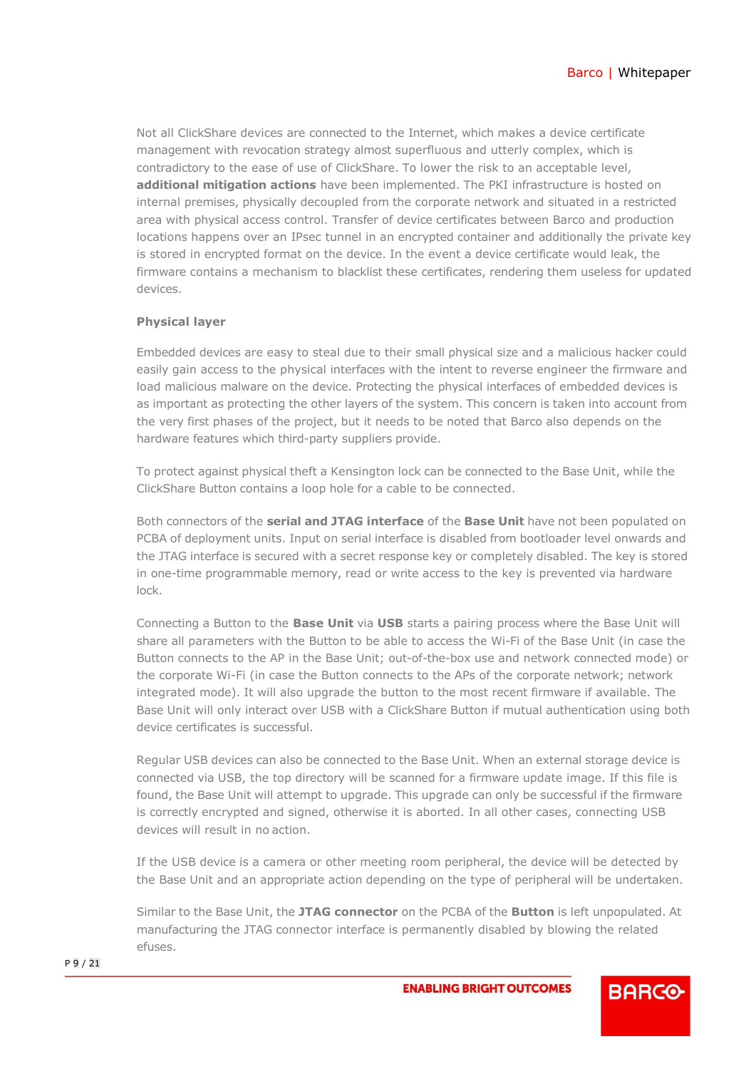Not all ClickShare devices are connected to the Internet, which makes a device certificate management with revocation strategy almost superfluous and utterly complex, which is contradictory to the ease of use of ClickShare. To lower the risk to an acceptable level, **additional mitigation actions** have been implemented. The PKI infrastructure is hosted on internal premises, physically decoupled from the corporate network and situated in a restricted area with physical access control. Transfer of device certificates between Barco and production locations happens over an IPsec tunnel in an encrypted container and additionally the private key is stored in encrypted format on the device. In the event a device certificate would leak, the firmware contains a mechanism to blacklist these certificates, rendering them useless for updated devices.

### Physical layer

Embedded devices are easy to steal due to their small physical size and a malicious hacker could easily gain access to the physical interfaces with the intent to reverse engineer the firmware and load malicious malware on the device. Protecting the physical interfaces of embedded devices is as important as protecting the other layers of the system. This concern is taken into account from the very first phases of the project, but it needs to be noted that Barco also depends on the hardware features which third-party suppliers provide.

To protect against physical theft a Kensington lock can be connected to the Base Unit, while the ClickShare Button contains a loop hole for a cable to be connected.

Both connectors of the **serial and JTAG interface** of the **Base Unit** have not been populated on PCBA of deployment units. Input on serial interface is disabled from bootloader level onwards and the JTAG interface is secured with a secret response key or completely disabled. The key is stored in one-time programmable memory, read or write access to the key is prevented via hardware lock.

Connecting a Button to the **Base Unit** via **USB** starts a pairing process where the Base Unit will share all parameters with the Button to be able to access the Wi-Fi of the Base Unit (in case the Button connects to the AP in the Base Unit; out-of-the-box use and network connected mode) or the corporate Wi-Fi (in case the Button connects to the APs of the corporate network; network integrated mode). It will also upgrade the button to the most recent firmware if available. The Base Unit will only interact over USB with a ClickShare Button if mutual authentication using both device certificates is successful.

Regular USB devices can also be connected to the Base Unit. When an external storage device is connected via USB, the top directory will be scanned for a firmware update image. If this file is found, the Base Unit will attempt to upgrade. This upgrade can only be successful if the firmware is correctly encrypted and signed, otherwise it is aborted. In all other cases, connecting USB devices will result in no action.

If the USB device is a camera or other meeting room peripheral, the device will be detected by the Base Unit and an appropriate action depending on the type of peripheral will be undertaken.

Similar to the Base Unit, the **JTAG connector** on the PCBA of the **Button** is left unpopulated. At manufacturing the JTAG connector interface is permanently disabled by blowing the related efuses.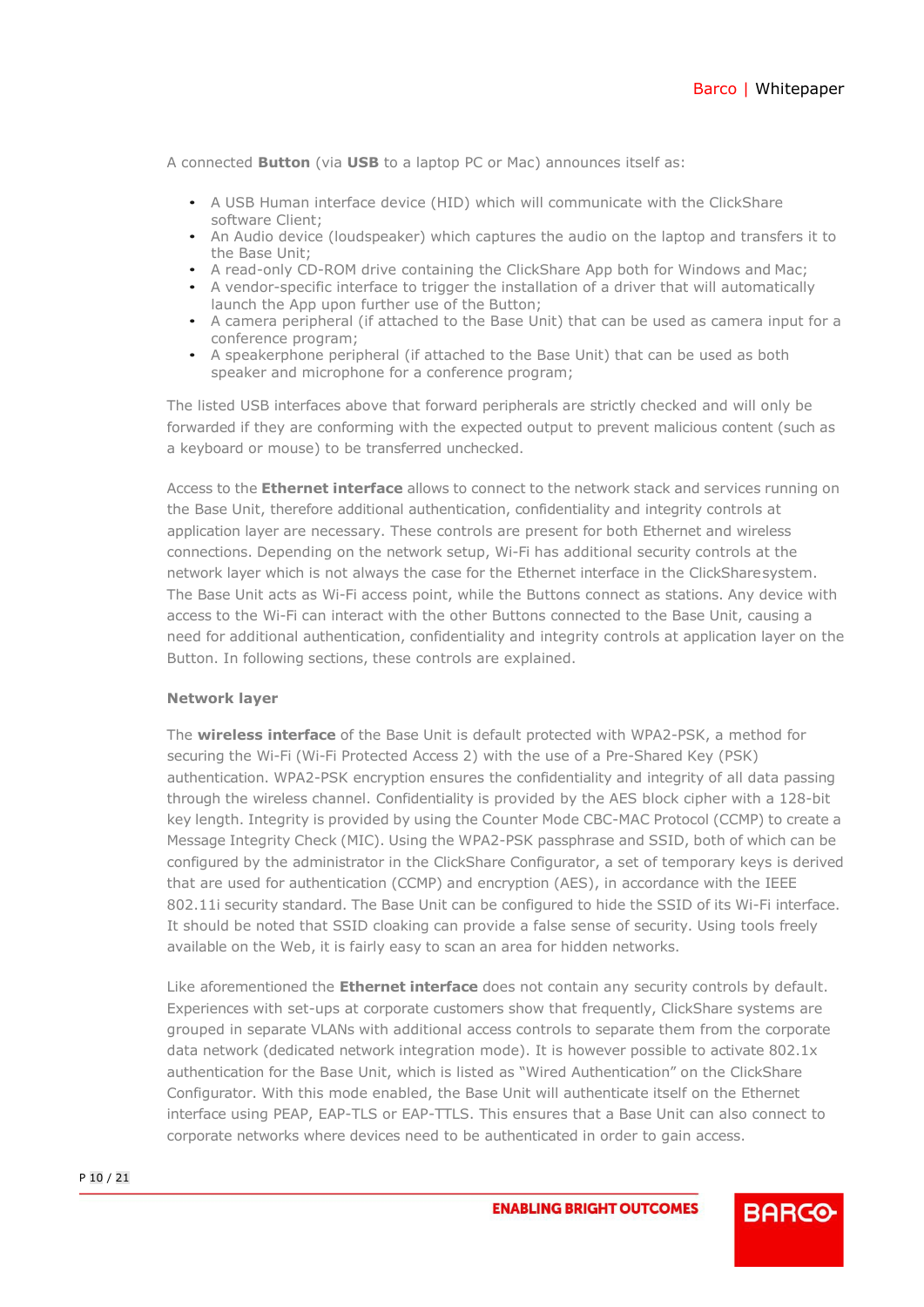A connected **Button** (via **USB** to a laptop PC or Mac) announces itself as:

- A USB Human interface device (HID) which will communicate with the ClickShare software Client;
- An Audio device (loudspeaker) which captures the audio on the laptop and transfers it to the Base Unit;
- A read-only CD-ROM drive containing the ClickShare App both for Windows and Mac;
- A vendor-specific interface to trigger the installation of a driver that will automatically launch the App upon further use of the Button;
- A camera peripheral (if attached to the Base Unit) that can be used as camera input for a conference program;
- A speakerphone peripheral (if attached to the Base Unit) that can be used as both speaker and microphone for a conference program;

The listed USB interfaces above that forward peripherals are strictly checked and will only be forwarded if they are conforming with the expected output to prevent malicious content (such as a keyboard or mouse) to be transferred unchecked.

Access to the **Ethernet interface** allows to connect to the network stack and services running on the Base Unit, therefore additional authentication, confidentiality and integrity controls at application layer are necessary. These controls are present for both Ethernet and wireless connections. Depending on the network setup, Wi-Fi has additional security controls at the network layer which is not always the case for the Ethernet interface in the ClickSharesystem. The Base Unit acts as Wi-Fi access point, while the Buttons connect as stations. Any device with access to the Wi-Fi can interact with the other Buttons connected to the Base Unit, causing a need for additional authentication, confidentiality and integrity controls at application layer on the Button. In following sections, these controls are explained.

**Network layer**

The **wireless interface** of the Base Unit is default protected with WPA2-PSK, a method for securing the Wi-Fi (Wi-Fi Protected Access 2) with the use of a Pre-Shared Key (PSK) authentication. WPA2-PSK encryption ensures the confidentiality and integrity of all data passing through the wireless channel. Confidentiality is provided by the AES block cipher with a 128-bit key length. Integrity is provided by using the Counter Mode CBC-MAC Protocol (CCMP) to create a Message Integrity Check (MIC). Using the WPA2-PSK passphrase and SSID, both of which can be configured by the administrator in the ClickShare Configurator, a set of temporary keys is derived that are used for authentication (CCMP) and encryption (AES), in accordance with the IEEE 802.11i security standard. The Base Unit can be configured to hide the SSID of its Wi-Fi interface. It should be noted that SSID cloaking can provide a false sense of security. Using tools freely available on the Web, it is fairly easy to scan an area for hidden networks.

Like aforementioned the **Ethernet interface** does not contain any security controls by default. Experiences with set-ups at corporate customers show that frequently, ClickShare systems are grouped in separate VLANs with additional access controls to separate them from the corporate data network (dedicated network integration mode). It is however possible to activate 802.1x authentication for the Base Unit, which is listed as “Wired Authentication” on the ClickShare Configurator. With this mode enabled, the Base Unit will authenticate itself on the Ethernet interface using PEAP, EAP-TLS or EAP-TTLS. This ensures that a Base Unit can also connect to corporate networks where devices need to be authenticated in order to gain access.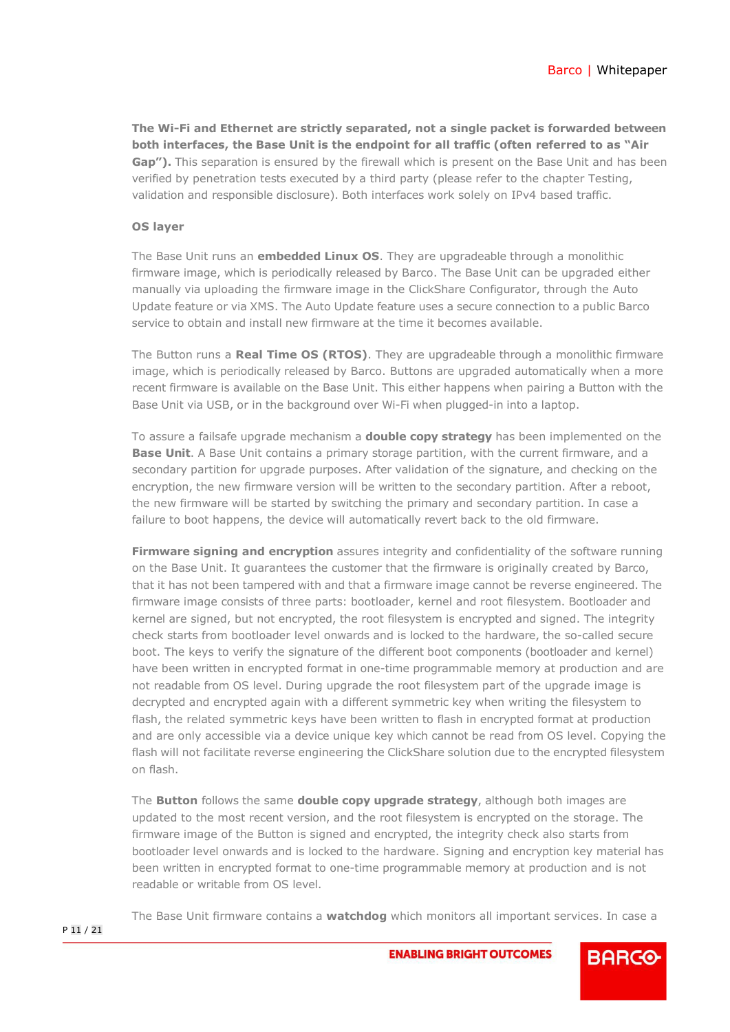**The Wi-Fi and Ethernet are strictly separated, not a single packet is forwarded between both interfaces, the Base Unit is the endpoint for all traffic (often referred to as "Air Gap").** This separation is ensured by the firewall which is present on the Base Unit and has been verified by penetration tests executed by a third party (please refer to the chapter Testing, validation and responsible disclosure). Both interfaces work solely on IPv4 based traffic.

**OS layer**

The Base Unit runs an **embedded Linux OS**. They are upgradeable through a monolithic firmware image, which is periodically released by Barco. The Base Unit can be upgraded either manually via uploading the firmware image in the ClickShare Configurator, through the Auto Update feature or via XMS. The Auto Update feature uses a secure connection to a public Barco service to obtain and install new firmware at the time it becomes available.

The Button runs a **Real Time OS (RTOS)**. They are upgradeable through a monolithic firmware image, which is periodically released by Barco. Buttons are upgraded automatically when a more recent firmware is available on the Base Unit. This either happens when pairing a Button with the Base Unit via USB, or in the background over Wi-Fi when plugged-in into a laptop.

To assure a failsafe upgrade mechanism a **double copy strategy** has been implemented on the **Base Unit**. A Base Unit contains a primary storage partition, with the current firmware, and a secondary partition for upgrade purposes. After validation of the signature, and checking on the encryption, the new firmware version will be written to the secondary partition. After a reboot, the new firmware will be started by switching the primary and secondary partition. In case a failure to boot happens, the device will automatically revert back to the old firmware.

**Firmware signing and encryption** assures integrity and confidentiality of the software running on the Base Unit. It guarantees the customer that the firmware is originally created by Barco, that it has not been tampered with and that a firmware image cannot be reverse engineered. The firmware image consists of three parts: bootloader, kernel and root filesystem. Bootloader and kernel are signed, but not encrypted, the root filesystem is encrypted and signed. The integrity check starts from bootloader level onwards and is locked to the hardware, the so-called secure boot. The keys to verify the signature of the different boot components (bootloader and kernel) have been written in encrypted format in one-time programmable memory at production and are not readable from OS level. During upgrade the root filesystem part of the upgrade image is decrypted and encrypted again with a different symmetric key when writing the filesystem to flash, the related symmetric keys have been written to flash in encrypted format at production and are only accessible via a device unique key which cannot be read from OS level. Copying the flash will not facilitate reverse engineering the ClickShare solution due to the encrypted filesystem on flash.

The **Button** follows the same **double copy upgrade strategy**, although both images are updated to the most recent version, and the root filesystem is encrypted on the storage. The firmware image of the Button is signed and encrypted, the integrity check also starts from bootloader level onwards and is locked to the hardware. Signing and encryption key material has been written in encrypted format to one-time programmable memory at production and is not readable or writable from OS level.

The Base Unit firmware contains a **watchdog** which monitors all important services. In case a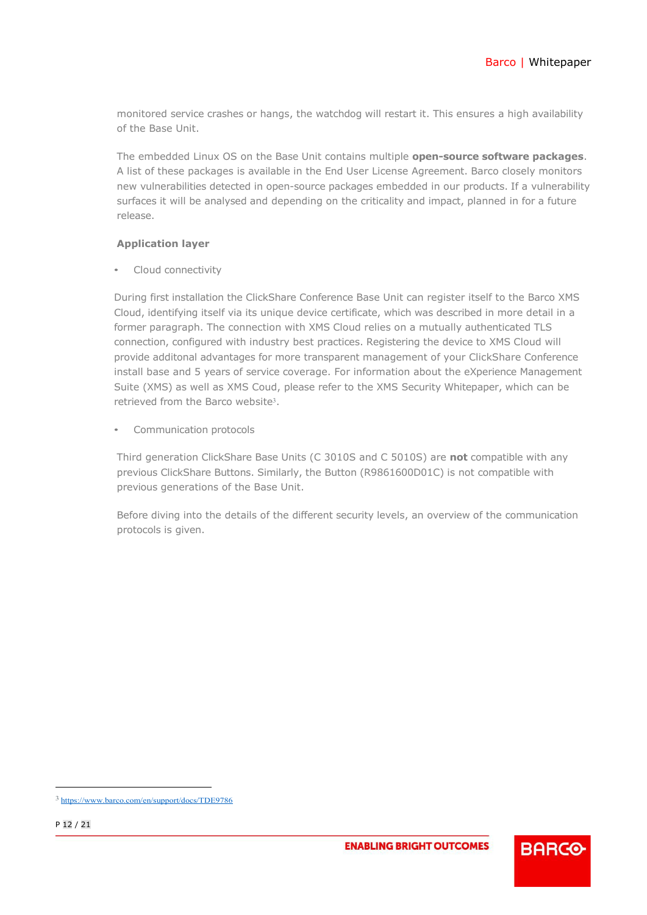monitored service crashes or hangs, the watchdog will restart it. This ensures a high availability of the Base Unit.

The embedded Linux OS on the Base Unit contains multiple **open-source software packages**. A list of these packages is available in the End User License Agreement. Barco closely monitors new vulnerabilities detected in open-source packages embedded in our products. If a vulnerability surfaces it will be analysed and depending on the criticality and impact, planned in for a future release.

**Application layer**

- Cloud connectivity

During first installation the ClickShare Conference Base Unit can register itself to the Barco XMS Cloud, identifying itself via its unique device certificate, which was described in more detail in a former paragraph. The connection with XMS Cloud relies on a mutually authenticated TLS connection, configured with industry best practices. Registering the device to XMS Cloud will provide additonal advantages for more transparent management of your ClickShare Conference install base and 5 years of service coverage. For information about the eXperience Management Suite (XMS) as well as XMS Coud, please refer to the XMS Security Whitepaper, which can be retrieved from the Barco website[3].

- Communication protocols

Third generation ClickShare Base Units (C 3010S and C 5010S) are **not** compatible with any previous ClickShare Buttons. Similarly, the Button (R9861600D01C) is not compatible with previous generations of the Base Unit.

Before diving into the details of the different security levels, an overview of the communication protocols is given.

[3] https://www.barco.com/en/support/docs/TDE9786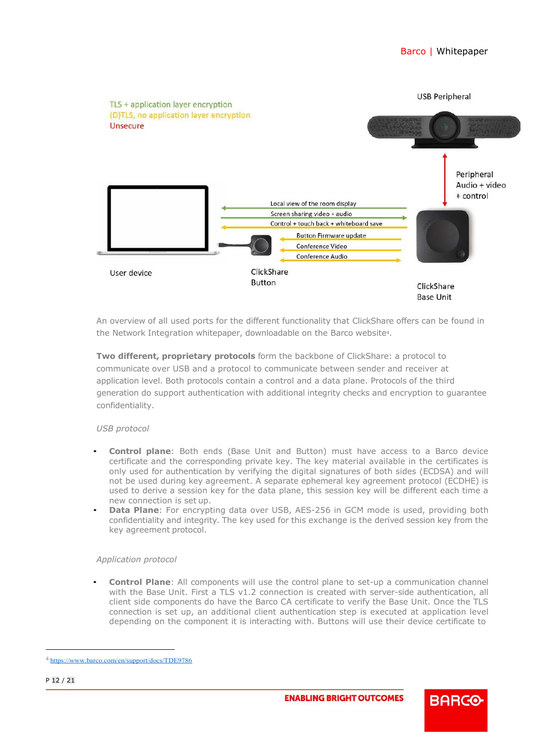TLS + application layer encryption
(D)TLS, no application layer encryption
Unsecure

USB Peripheral

Peripheral Audio + video + control

Local view of the room display
Screen sharing video + audio
Control + touch back + whiteboard save
Button Firmware update
Conference Video
Conference Audio

User device

ClickShare Button

ClickShare Base Unit

An overview of all used ports for the different functionality that ClickShare offers can be found in the Network Integration whitepaper, downloadable on the Barco website[4].

**Two different, proprietary protocols** form the backbone of ClickShare: a protocol to communicate over USB and a protocol to communicate between sender and receiver at application level. Both protocols contain a control and a data plane. Protocols of the third generation do support authentication with additional integrity checks and encryption to guarantee confidentiality.

*USB protocol*

- **Control plane**: Both ends (Base Unit and Button) must have access to a Barco device certificate and the corresponding private key. The key material available in the certificates is only used for authentication by verifying the digital signatures of both sides (ECDSA) and will not be used during key agreement. A separate ephemeral key agreement protocol (ECDHE) is used to derive a session key for the data plane, this session key will be different each time a new connection is set up.
- **Data Plane**: For encrypting data over USB, AES-256 in GCM mode is used, providing both confidentiality and integrity. The key used for this exchange is the derived session key from the key agreement protocol.

*Application protocol*

- **Control Plane**: All components will use the control plane to set-up a communication channel with the Base Unit. First a TLS v1.2 connection is created with server-side authentication, all client side components do have the Barco CA certificate to verify the Base Unit. Once the TLS connection is set up, an additional client authentication step is executed at application level depending on the component it is interacting with. Buttons will use their device certificate to

[4] https://www.barco.com/en/support/docs/TDE9786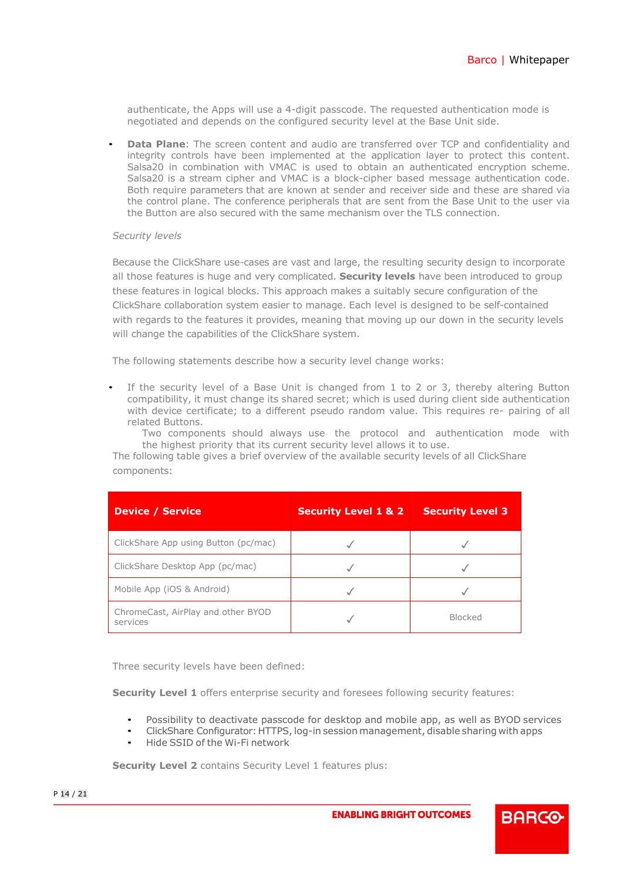authenticate, the Apps will use a 4-digit passcode. The requested authentication mode is negotiated and depends on the configured security level at the Base Unit side.

- **Data Plane**: The screen content and audio are transferred over TCP and confidentiality and integrity controls have been implemented at the application layer to protect this content. Salsa20 in combination with VMAC is used to obtain an authenticated encryption scheme. Salsa20 is a stream cipher and VMAC is a block-cipher based message authentication code. Both require parameters that are known at sender and receiver side and these are shared via the control plane. The conference peripherals that are sent from the Base Unit to the user via the Button are also secured with the same mechanism over the TLS connection.

*Security levels*

Because the ClickShare use-cases are vast and large, the resulting security design to incorporate all those features is huge and very complicated. **Security levels** have been introduced to group these features in logical blocks. This approach makes a suitably secure configuration of the ClickShare collaboration system easier to manage. Each level is designed to be self-contained with regards to the features it provides, meaning that moving up our down in the security levels will change the capabilities of the ClickShare system.

The following statements describe how a security level change works:

- If the security level of a Base Unit is changed from 1 to 2 or 3, thereby altering Button compatibility, it must change its shared secret; which is used during client side authentication with device certificate; to a different pseudo random value. This requires re- pairing of all related Buttons.
  Two components should always use the protocol and authentication mode with the highest priority that its current security level allows it to use.

The following table gives a brief overview of the available security levels of all ClickShare components:

| Device / Service | Security Level 1 & 2 | Security Level 3 |
|---|---|---|
| ClickShare App using Button (pc/mac) | ✓ | ✓ |
| ClickShare Desktop App (pc/mac) | ✓ | ✓ |
| Mobile App (iOS & Android) | ✓ | ✓ |
| ChromeCast, AirPlay and other BYOD services | ✓ | Blocked |

Three security levels have been defined:

**Security Level 1** offers enterprise security and foresees following security features:

- Possibility to deactivate passcode for desktop and mobile app, as well as BYOD services
- ClickShare Configurator: HTTPS, log-in session management, disable sharing with apps
- Hide SSID of the Wi-Fi network

**Security Level 2** contains Security Level 1 features plus: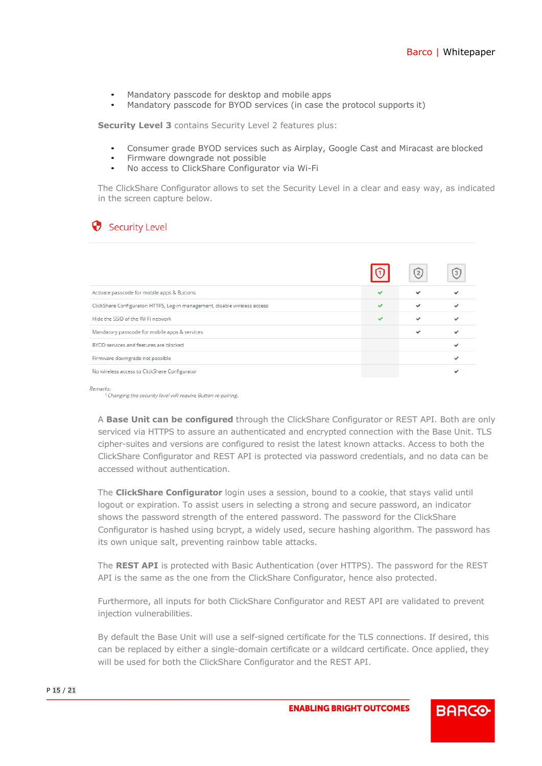- Mandatory passcode for desktop and mobile apps
- Mandatory passcode for BYOD services (in case the protocol supports it)

**Security Level 3** contains Security Level 2 features plus:

- Consumer grade BYOD services such as Airplay, Google Cast and Miracast are blocked
- Firmware downgrade not possible
- No access to ClickShare Configurator via Wi-Fi

The ClickShare Configurator allows to set the Security Level in a clear and easy way, as indicated in the screen capture below.

## Security Level

| | 1 | 2 | 3 |
|---|---|---|---|
| Activate passcode for mobile apps & Buttons | ✔ | ✔ | ✔ |
| ClickShare Configurator: HTTPS, Log-in management, disable wireless access | ✔ | ✔ | ✔ |
| Hide the SSID of the Wi-Fi network | ✔ | ✔ | ✔ |
| Mandatory passcode for mobile apps & services | | ✔ | ✔ |
| BYOD services and features are blocked | | | ✔ |
| Firmware downgrade not possible | | | ✔ |
| No wireless access to ClickShare Configurator | | | ✔ |

*Remarks:*
*[1] Changing the security level will require Button re-pairing.*

A **Base Unit can be configured** through the ClickShare Configurator or REST API. Both are only serviced via HTTPS to assure an authenticated and encrypted connection with the Base Unit. TLS cipher-suites and versions are configured to resist the latest known attacks. Access to both the ClickShare Configurator and REST API is protected via password credentials, and no data can be accessed without authentication.

The **ClickShare Configurator** login uses a session, bound to a cookie, that stays valid until logout or expiration. To assist users in selecting a strong and secure password, an indicator shows the password strength of the entered password. The password for the ClickShare Configurator is hashed using bcrypt, a widely used, secure hashing algorithm. The password has its own unique salt, preventing rainbow table attacks.

The **REST API** is protected with Basic Authentication (over HTTPS). The password for the REST API is the same as the one from the ClickShare Configurator, hence also protected.

Furthermore, all inputs for both ClickShare Configurator and REST API are validated to prevent injection vulnerabilities.

By default the Base Unit will use a self-signed certificate for the TLS connections. If desired, this can be replaced by either a single-domain certificate or a wildcard certificate. Once applied, they will be used for both the ClickShare Configurator and the REST API.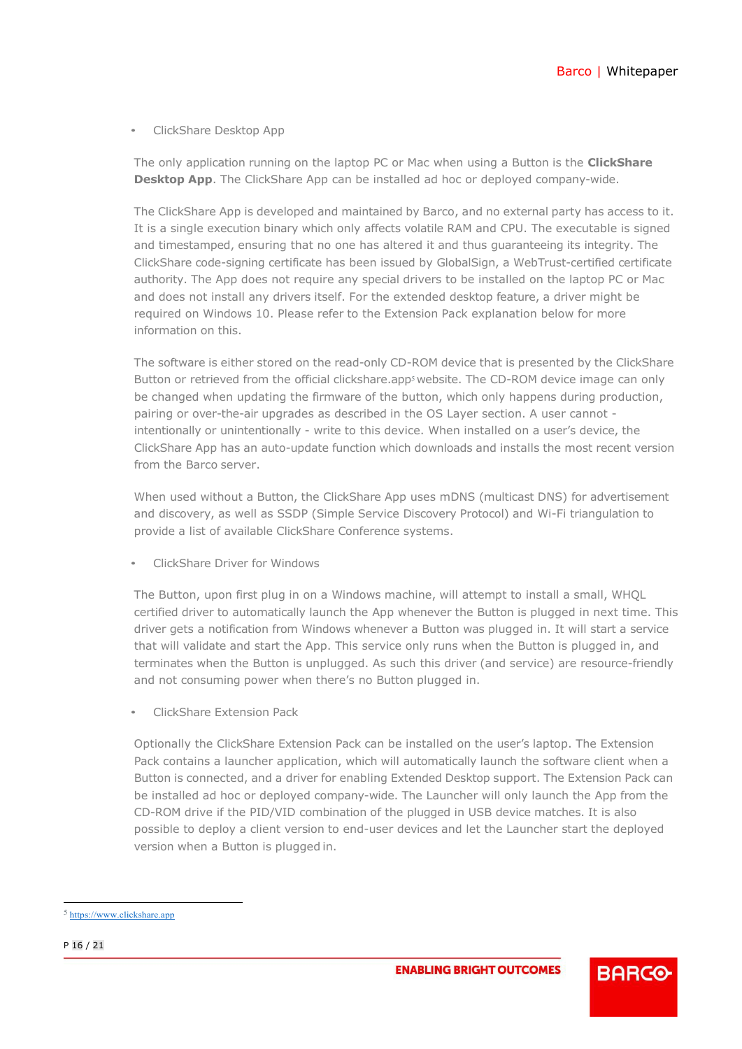- ClickShare Desktop App

The only application running on the laptop PC or Mac when using a Button is the **ClickShare Desktop App**. The ClickShare App can be installed ad hoc or deployed company-wide.

The ClickShare App is developed and maintained by Barco, and no external party has access to it. It is a single execution binary which only affects volatile RAM and CPU. The executable is signed and timestamped, ensuring that no one has altered it and thus guaranteeing its integrity. The ClickShare code-signing certificate has been issued by GlobalSign, a WebTrust-certified certificate authority. The App does not require any special drivers to be installed on the laptop PC or Mac and does not install any drivers itself. For the extended desktop feature, a driver might be required on Windows 10. Please refer to the Extension Pack explanation below for more information on this.

The software is either stored on the read-only CD-ROM device that is presented by the ClickShare Button or retrieved from the official clickshare.app[5] website. The CD-ROM device image can only be changed when updating the firmware of the button, which only happens during production, pairing or over-the-air upgrades as described in the OS Layer section. A user cannot - intentionally or unintentionally - write to this device. When installed on a user's device, the ClickShare App has an auto-update function which downloads and installs the most recent version from the Barco server.

When used without a Button, the ClickShare App uses mDNS (multicast DNS) for advertisement and discovery, as well as SSDP (Simple Service Discovery Protocol) and Wi-Fi triangulation to provide a list of available ClickShare Conference systems.

- ClickShare Driver for Windows

The Button, upon first plug in on a Windows machine, will attempt to install a small, WHQL certified driver to automatically launch the App whenever the Button is plugged in next time. This driver gets a notification from Windows whenever a Button was plugged in. It will start a service that will validate and start the App. This service only runs when the Button is plugged in, and terminates when the Button is unplugged. As such this driver (and service) are resource-friendly and not consuming power when there's no Button plugged in.

- ClickShare Extension Pack

Optionally the ClickShare Extension Pack can be installed on the user's laptop. The Extension Pack contains a launcher application, which will automatically launch the software client when a Button is connected, and a driver for enabling Extended Desktop support. The Extension Pack can be installed ad hoc or deployed company-wide. The Launcher will only launch the App from the CD-ROM drive if the PID/VID combination of the plugged in USB device matches. It is also possible to deploy a client version to end-user devices and let the Launcher start the deployed version when a Button is plugged in.

[5] https://www.clickshare.app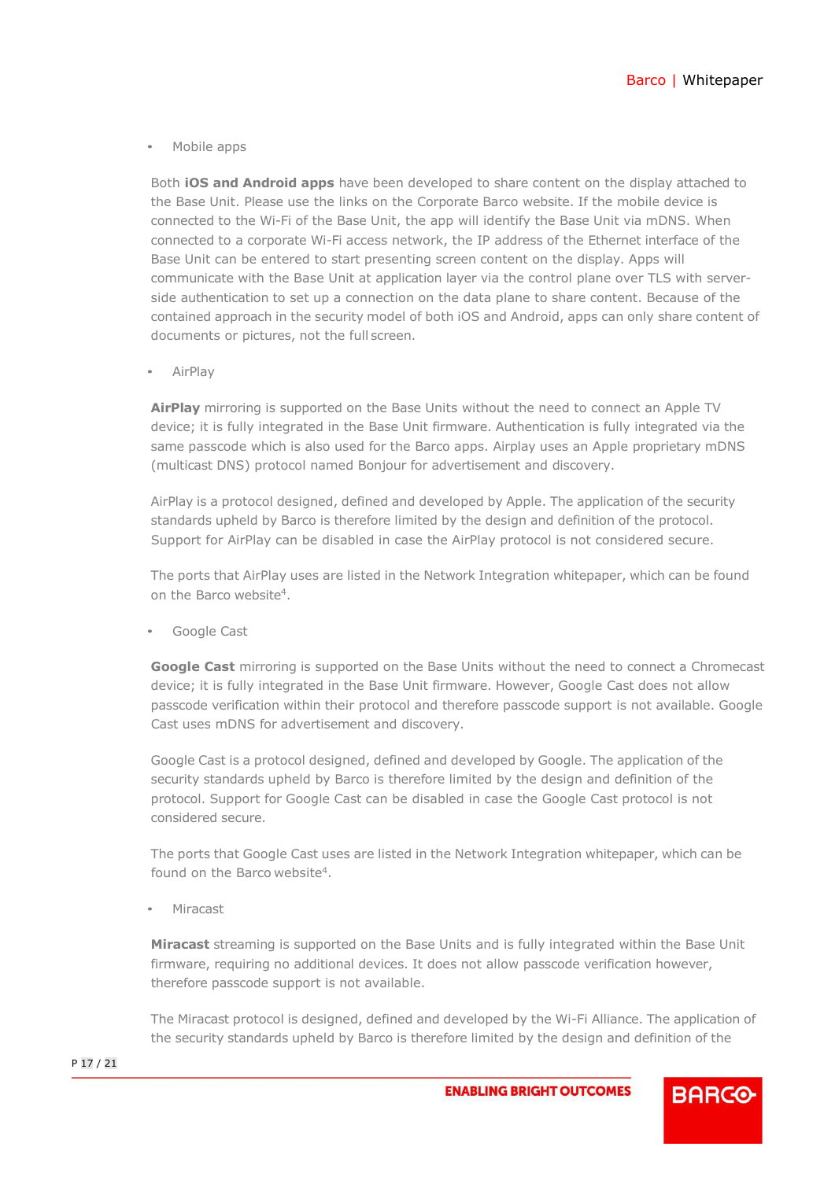- Mobile apps

Both **iOS and Android apps** have been developed to share content on the display attached to the Base Unit. Please use the links on the Corporate Barco website. If the mobile device is connected to the Wi-Fi of the Base Unit, the app will identify the Base Unit via mDNS. When connected to a corporate Wi-Fi access network, the IP address of the Ethernet interface of the Base Unit can be entered to start presenting screen content on the display. Apps will communicate with the Base Unit at application layer via the control plane over TLS with server-side authentication to set up a connection on the data plane to share content. Because of the contained approach in the security model of both iOS and Android, apps can only share content of documents or pictures, not the full screen.

- AirPlay

**AirPlay** mirroring is supported on the Base Units without the need to connect an Apple TV device; it is fully integrated in the Base Unit firmware. Authentication is fully integrated via the same passcode which is also used for the Barco apps. Airplay uses an Apple proprietary mDNS (multicast DNS) protocol named Bonjour for advertisement and discovery.

AirPlay is a protocol designed, defined and developed by Apple. The application of the security standards upheld by Barco is therefore limited by the design and definition of the protocol. Support for AirPlay can be disabled in case the AirPlay protocol is not considered secure.

The ports that AirPlay uses are listed in the Network Integration whitepaper, which can be found on the Barco website[4].

- Google Cast

**Google Cast** mirroring is supported on the Base Units without the need to connect a Chromecast device; it is fully integrated in the Base Unit firmware. However, Google Cast does not allow passcode verification within their protocol and therefore passcode support is not available. Google Cast uses mDNS for advertisement and discovery.

Google Cast is a protocol designed, defined and developed by Google. The application of the security standards upheld by Barco is therefore limited by the design and definition of the protocol. Support for Google Cast can be disabled in case the Google Cast protocol is not considered secure.

The ports that Google Cast uses are listed in the Network Integration whitepaper, which can be found on the Barco website[4].

- Miracast

**Miracast** streaming is supported on the Base Units and is fully integrated within the Base Unit firmware, requiring no additional devices. It does not allow passcode verification however, therefore passcode support is not available.

The Miracast protocol is designed, defined and developed by the Wi-Fi Alliance. The application of the security standards upheld by Barco is therefore limited by the design and definition of the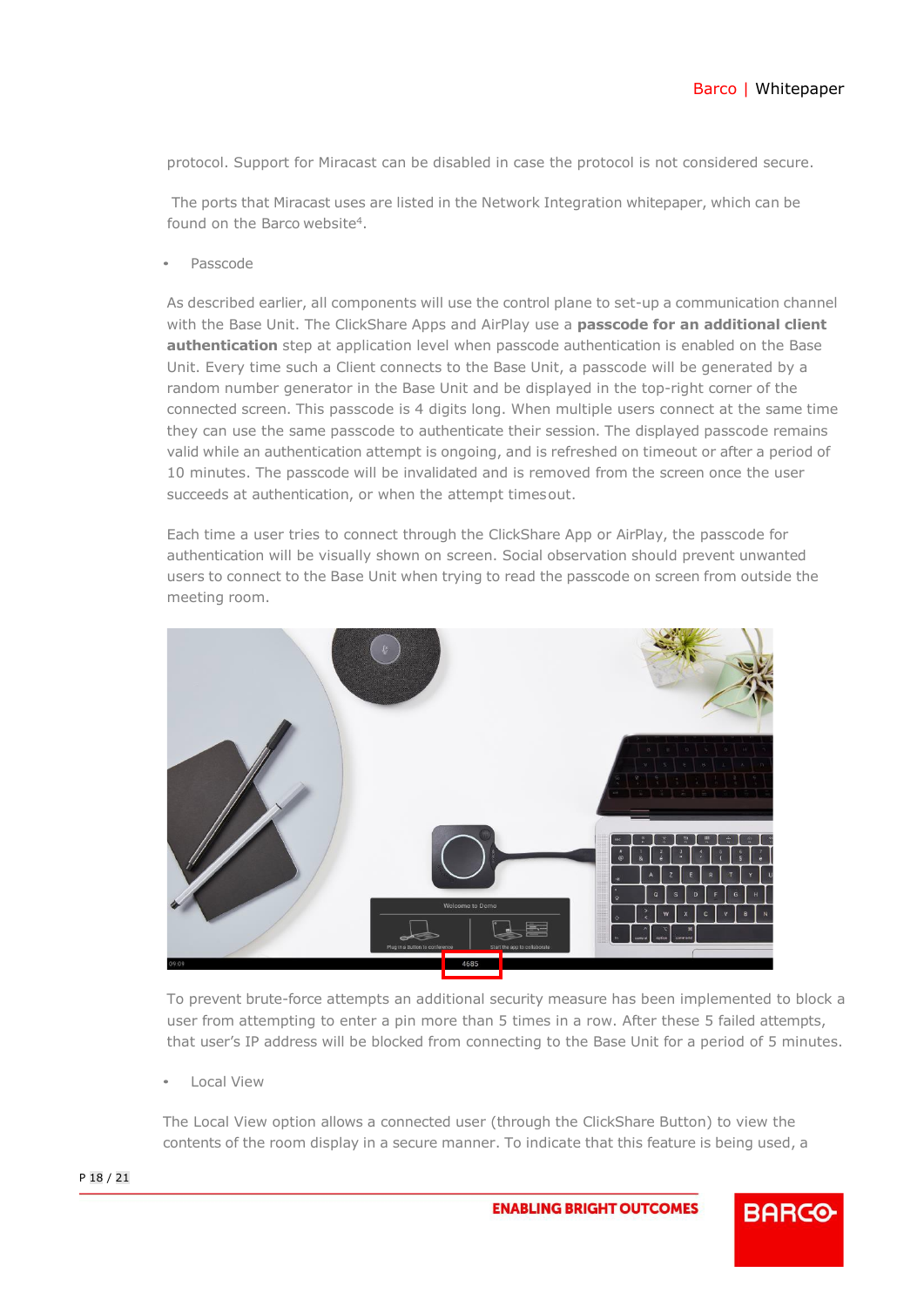protocol. Support for Miracast can be disabled in case the protocol is not considered secure.

The ports that Miracast uses are listed in the Network Integration whitepaper, which can be found on the Barco website[4].

- Passcode

As described earlier, all components will use the control plane to set-up a communication channel with the Base Unit. The ClickShare Apps and AirPlay use a **passcode for an additional client authentication** step at application level when passcode authentication is enabled on the Base Unit. Every time such a Client connects to the Base Unit, a passcode will be generated by a random number generator in the Base Unit and be displayed in the top-right corner of the connected screen. This passcode is 4 digits long. When multiple users connect at the same time they can use the same passcode to authenticate their session. The displayed passcode remains valid while an authentication attempt is ongoing, and is refreshed on timeout or after a period of 10 minutes. The passcode will be invalidated and is removed from the screen once the user succeeds at authentication, or when the attempt timesout.

Each time a user tries to connect through the ClickShare App or AirPlay, the passcode for authentication will be visually shown on screen. Social observation should prevent unwanted users to connect to the Base Unit when trying to read the passcode on screen from outside the meeting room.

To prevent brute-force attempts an additional security measure has been implemented to block a user from attempting to enter a pin more than 5 times in a row. After these 5 failed attempts, that user's IP address will be blocked from connecting to the Base Unit for a period of 5 minutes.

- Local View

The Local View option allows a connected user (through the ClickShare Button) to view the contents of the room display in a secure manner. To indicate that this feature is being used, a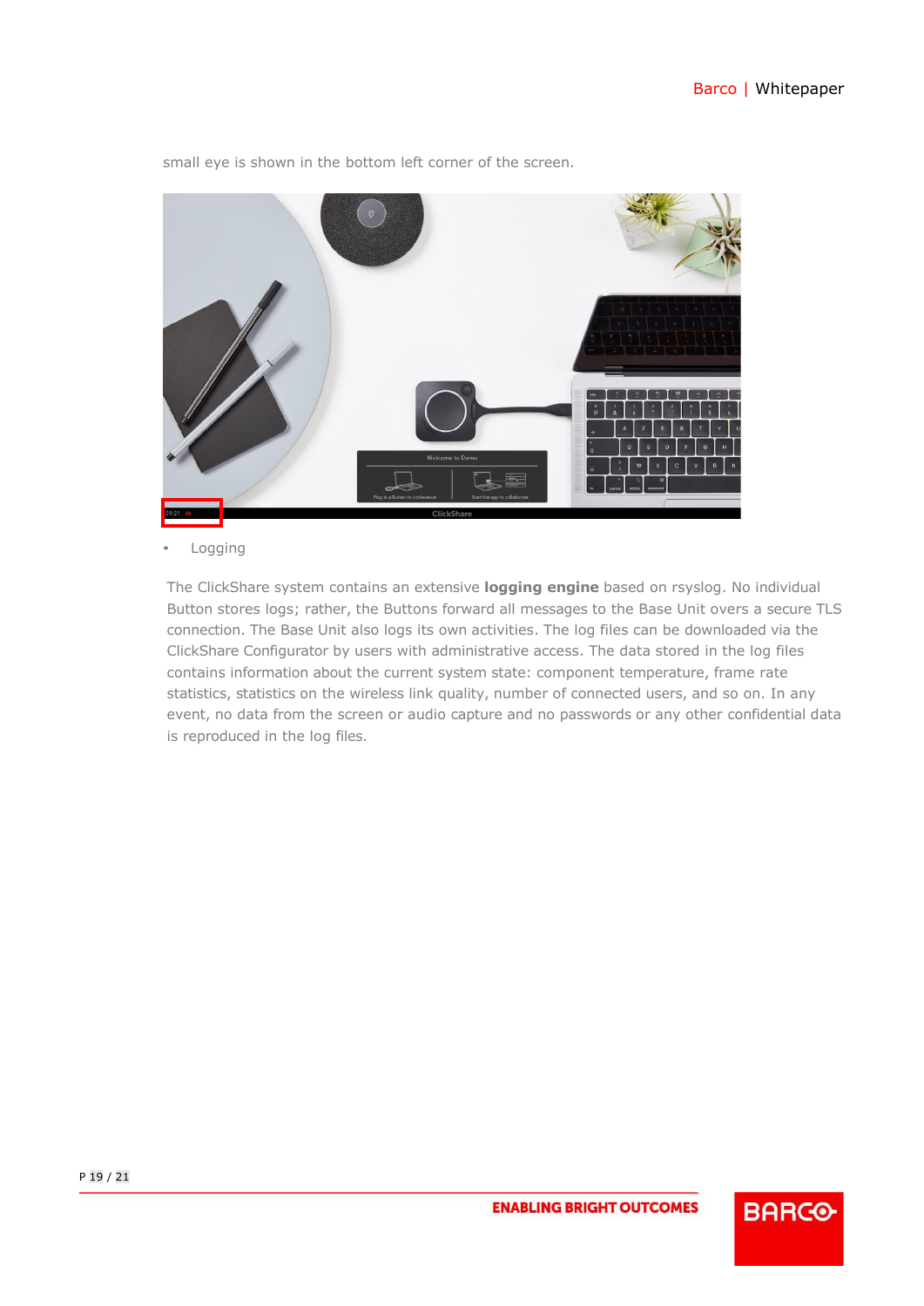small eye is shown in the bottom left corner of the screen.

- Logging

The ClickShare system contains an extensive **logging engine** based on rsyslog. No individual Button stores logs; rather, the Buttons forward all messages to the Base Unit overs a secure TLS connection. The Base Unit also logs its own activities. The log files can be downloaded via the ClickShare Configurator by users with administrative access. The data stored in the log files contains information about the current system state: component temperature, frame rate statistics, statistics on the wireless link quality, number of connected users, and so on. In any event, no data from the screen or audio capture and no passwords or any other confidential data is reproduced in the log files.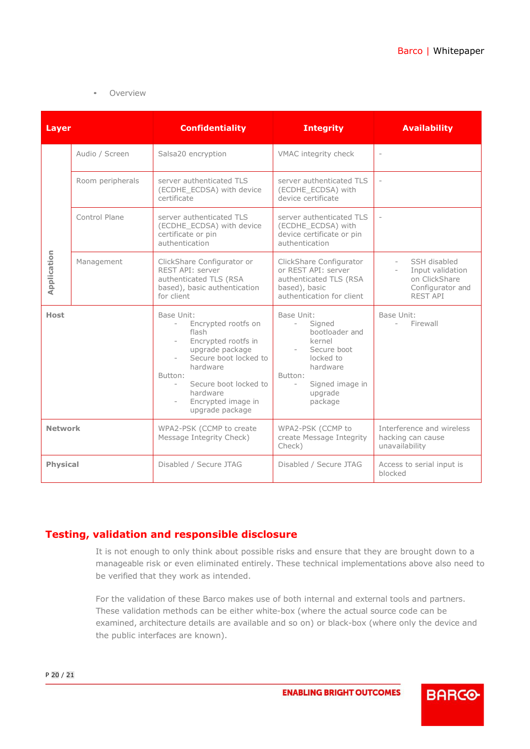- Overview

| Layer | | Confidentiality | Integrity | Availability |
|---|---|---|---|---|
| Application | Audio / Screen | Salsa20 encryption | VMAC integrity check | - |
| | Room peripherals | server authenticated TLS (ECDHE_ECDSA) with device certificate | server authenticated TLS (ECDHE_ECDSA) with device certificate | - |
| | Control Plane | server authenticated TLS (ECDHE_ECDSA) with device certificate or pin authentication | server authenticated TLS (ECDHE_ECDSA) with device certificate or pin authentication | - |
| | Management | ClickShare Configurator or REST API: server authenticated TLS (RSA based), basic authentication for client | ClickShare Configurator or REST API: server authenticated TLS (RSA based), basic authentication for client | - SSH disabled<br>- Input validation on ClickShare Configurator and REST API |
| Host | | Base Unit:<br>- Encrypted rootfs on flash<br>- Encrypted rootfs in upgrade package<br>- Secure boot locked to hardware<br>Button:<br>- Secure boot locked to hardware<br>- Encrypted image in upgrade package | Base Unit:<br>- Signed bootloader and kernel<br>- Secure boot locked to hardware<br>Button:<br>- Signed image in upgrade package | Base Unit:<br>- Firewall |
| Network | | WPA2-PSK (CCMP to create Message Integrity Check) | WPA2-PSK (CCMP to create Message Integrity Check) | Interference and wireless hacking can cause unavailability |
| Physical | | Disabled / Secure JTAG | Disabled / Secure JTAG | Access to serial input is blocked |

## Testing, validation and responsible disclosure

It is not enough to only think about possible risks and ensure that they are brought down to a manageable risk or even eliminated entirely. These technical implementations above also need to be verified that they work as intended.

For the validation of these Barco makes use of both internal and external tools and partners. These validation methods can be either white-box (where the actual source code can be examined, architecture details are available and so on) or black-box (where only the device and the public interfaces are known).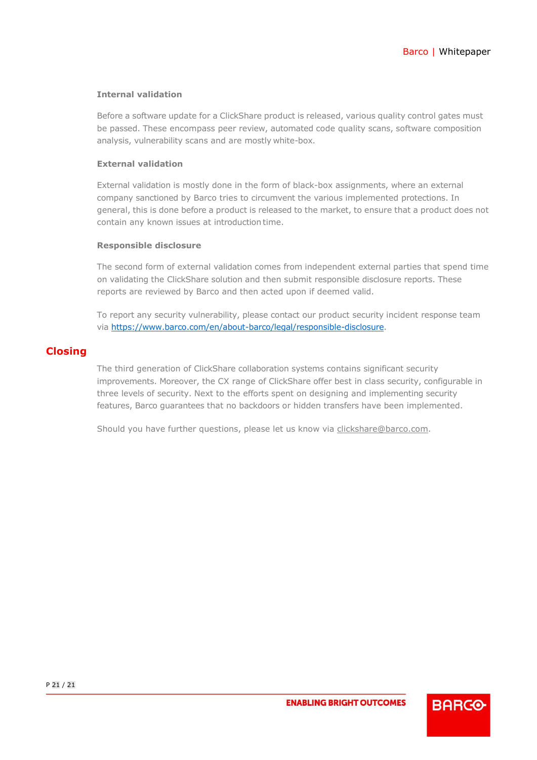### Internal validation

Before a software update for a ClickShare product is released, various quality control gates must be passed. These encompass peer review, automated code quality scans, software composition analysis, vulnerability scans and are mostly white-box.

### External validation

External validation is mostly done in the form of black-box assignments, where an external company sanctioned by Barco tries to circumvent the various implemented protections. In general, this is done before a product is released to the market, to ensure that a product does not contain any known issues at introduction time.

### Responsible disclosure

The second form of external validation comes from independent external parties that spend time on validating the ClickShare solution and then submit responsible disclosure reports. These reports are reviewed by Barco and then acted upon if deemed valid.

To report any security vulnerability, please contact our product security incident response team via https://www.barco.com/en/about-barco/legal/responsible-disclosure.

## Closing

The third generation of ClickShare collaboration systems contains significant security improvements. Moreover, the CX range of ClickShare offer best in class security, configurable in three levels of security. Next to the efforts spent on designing and implementing security features, Barco guarantees that no backdoors or hidden transfers have been implemented.

Should you have further questions, please let us know via clickshare@barco.com.